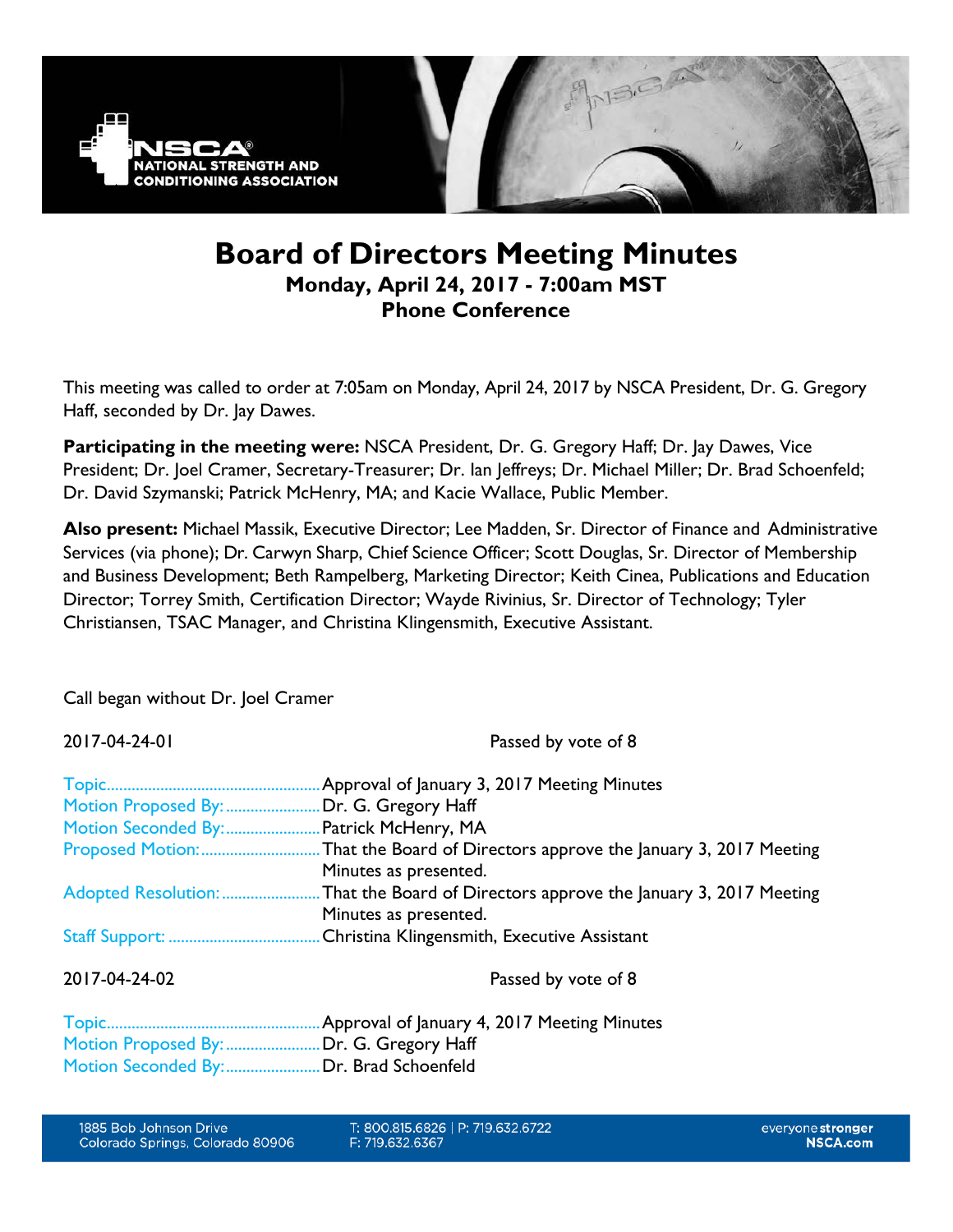# Board of Directors Meeting Minutes

**Monday, April 24, 2017 - 7:00am MST**
**Phone Conference**

This meeting was called to order at 7:05am on Monday, April 24, 2017 by NSCA President, Dr. G. Gregory Haff, seconded by Dr. Jay Dawes.

**Participating in the meeting were:** NSCA President, Dr. G. Gregory Haff; Dr. Jay Dawes, Vice President; Dr. Joel Cramer, Secretary-Treasurer; Dr. Ian Jeffreys; Dr. Michael Miller; Dr. Brad Schoenfeld; Dr. David Szymanski; Patrick McHenry, MA; and Kacie Wallace, Public Member.

**Also present:** Michael Massik, Executive Director; Lee Madden, Sr. Director of Finance and Administrative Services (via phone); Dr. Carwyn Sharp, Chief Science Officer; Scott Douglas, Sr. Director of Membership and Business Development; Beth Rampelberg, Marketing Director; Keith Cinea, Publications and Education Director; Torrey Smith, Certification Director; Wayde Rivinius, Sr. Director of Technology; Tyler Christiansen, TSAC Manager, and Christina Klingensmith, Executive Assistant.

Call began without Dr. Joel Cramer

2017-04-24-01 Passed by vote of 8

Topic....................................................Approval of January 3, 2017 Meeting Minutes
Motion Proposed By:.......................Dr. G. Gregory Haff
Motion Seconded By:.......................Patrick McHenry, MA
Proposed Motion:............................That the Board of Directors approve the January 3, 2017 Meeting Minutes as presented.
Adopted Resolution:........................That the Board of Directors approve the January 3, 2017 Meeting Minutes as presented.
Staff Support: .....................................Christina Klingensmith, Executive Assistant

2017-04-24-02 Passed by vote of 8

Topic....................................................Approval of January 4, 2017 Meeting Minutes
Motion Proposed By:.......................Dr. G. Gregory Haff
Motion Seconded By:.......................Dr. Brad Schoenfeld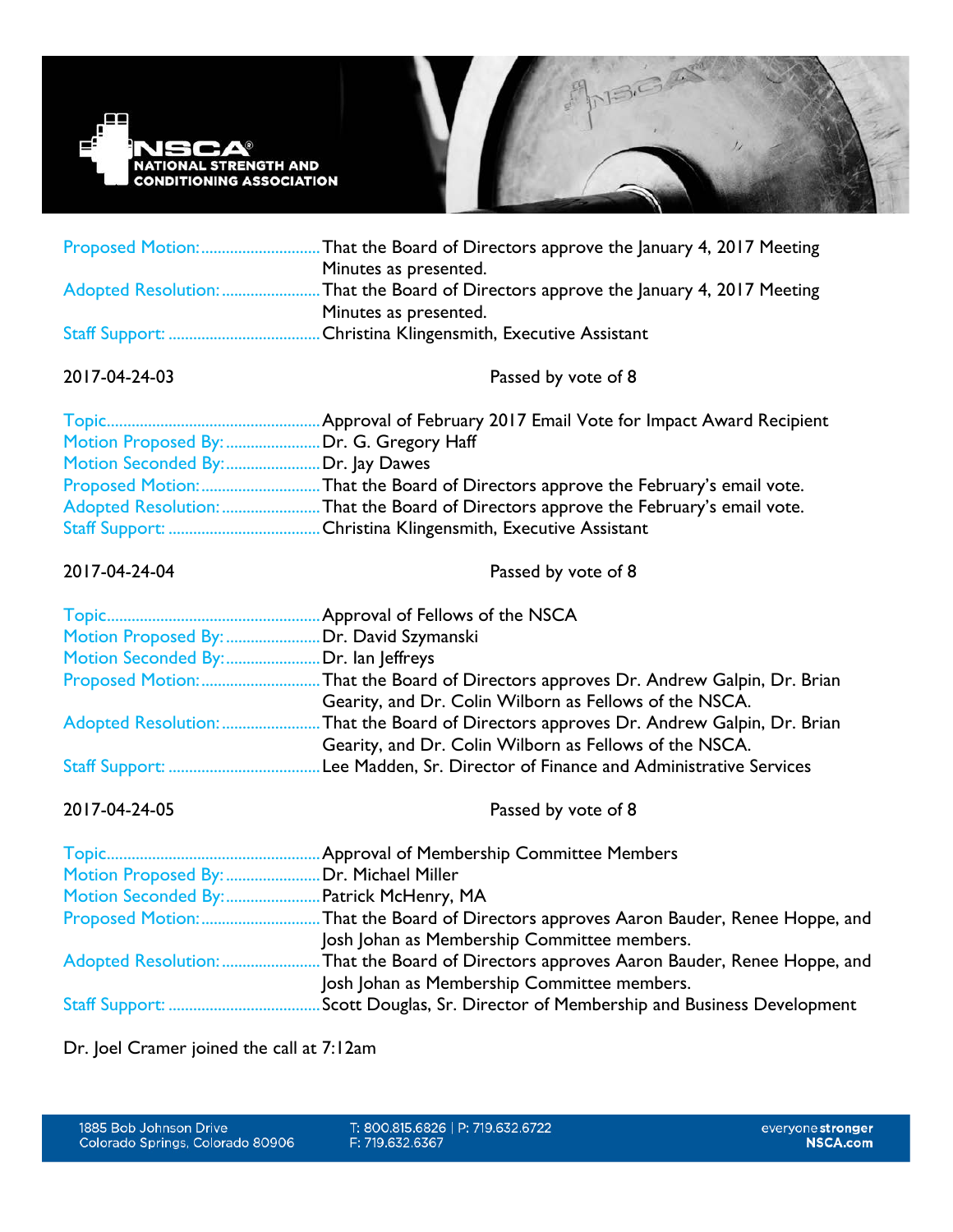Proposed Motion: That the Board of Directors approve the January 4, 2017 Meeting Minutes as presented.
Adopted Resolution: That the Board of Directors approve the January 4, 2017 Meeting Minutes as presented.
Staff Support: Christina Klingensmith, Executive Assistant

2017-04-24-03 Passed by vote of 8

Topic: Approval of February 2017 Email Vote for Impact Award Recipient
Motion Proposed By: Dr. G. Gregory Haff
Motion Seconded By: Dr. Jay Dawes
Proposed Motion: That the Board of Directors approve the February's email vote.
Adopted Resolution: That the Board of Directors approve the February's email vote.
Staff Support: Christina Klingensmith, Executive Assistant

2017-04-24-04 Passed by vote of 8

Topic: Approval of Fellows of the NSCA
Motion Proposed By: Dr. David Szymanski
Motion Seconded By: Dr. Ian Jeffreys
Proposed Motion: That the Board of Directors approves Dr. Andrew Galpin, Dr. Brian Gearity, and Dr. Colin Wilborn as Fellows of the NSCA.
Adopted Resolution: That the Board of Directors approves Dr. Andrew Galpin, Dr. Brian Gearity, and Dr. Colin Wilborn as Fellows of the NSCA.
Staff Support: Lee Madden, Sr. Director of Finance and Administrative Services

2017-04-24-05 Passed by vote of 8

Topic: Approval of Membership Committee Members
Motion Proposed By: Dr. Michael Miller
Motion Seconded By: Patrick McHenry, MA
Proposed Motion: That the Board of Directors approves Aaron Bauder, Renee Hoppe, and Josh Johan as Membership Committee members.
Adopted Resolution: That the Board of Directors approves Aaron Bauder, Renee Hoppe, and Josh Johan as Membership Committee members.
Staff Support: Scott Douglas, Sr. Director of Membership and Business Development

Dr. Joel Cramer joined the call at 7:12am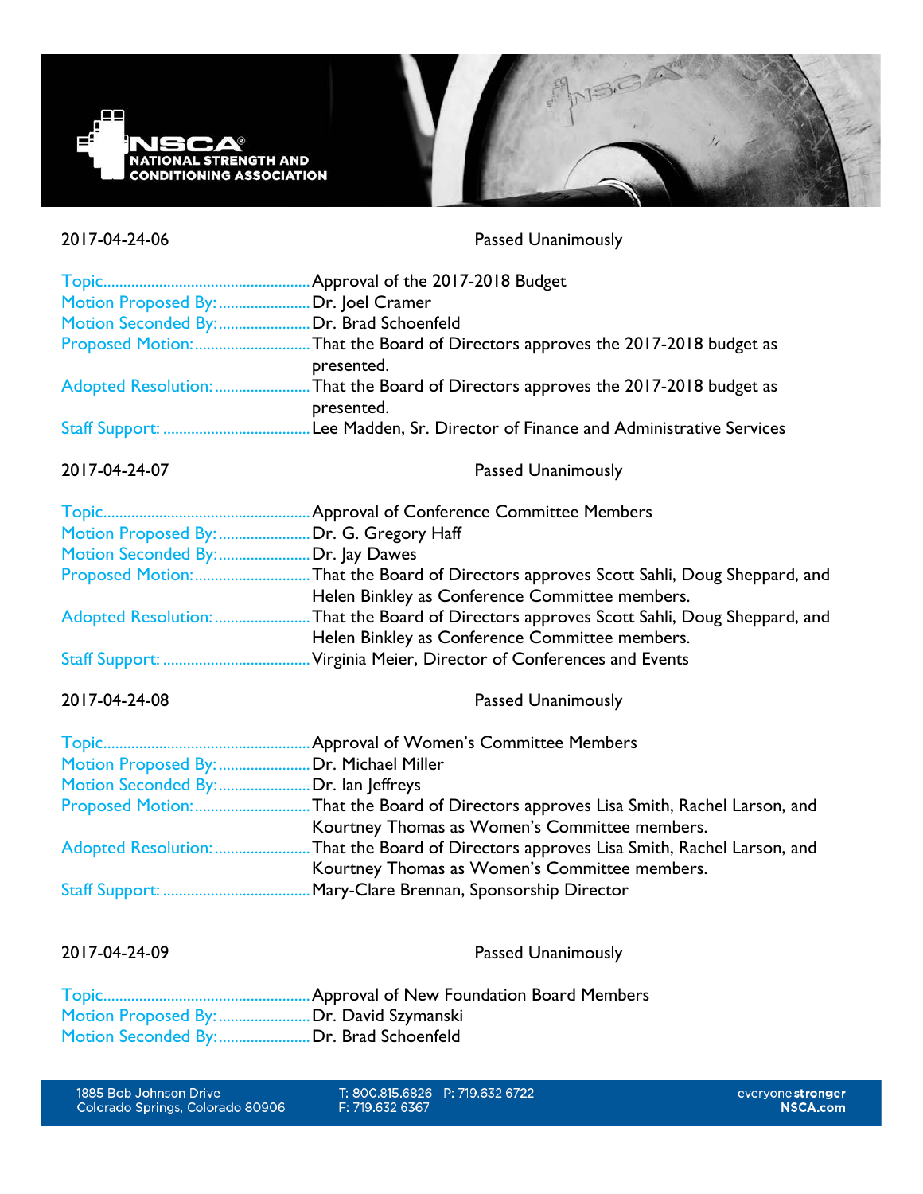2017-04-24-06 Passed Unanimously

| | |
|---|---|
| Topic | Approval of the 2017-2018 Budget |
| Motion Proposed By: | Dr. Joel Cramer |
| Motion Seconded By: | Dr. Brad Schoenfeld |
| Proposed Motion: | That the Board of Directors approves the 2017-2018 budget as presented. |
| Adopted Resolution: | That the Board of Directors approves the 2017-2018 budget as presented. |
| Staff Support: | Lee Madden, Sr. Director of Finance and Administrative Services |

2017-04-24-07 Passed Unanimously

| | |
|---|---|
| Topic | Approval of Conference Committee Members |
| Motion Proposed By: | Dr. G. Gregory Haff |
| Motion Seconded By: | Dr. Jay Dawes |
| Proposed Motion: | That the Board of Directors approves Scott Sahli, Doug Sheppard, and Helen Binkley as Conference Committee members. |
| Adopted Resolution: | That the Board of Directors approves Scott Sahli, Doug Sheppard, and Helen Binkley as Conference Committee members. |
| Staff Support: | Virginia Meier, Director of Conferences and Events |

2017-04-24-08 Passed Unanimously

| | |
|---|---|
| Topic | Approval of Women's Committee Members |
| Motion Proposed By: | Dr. Michael Miller |
| Motion Seconded By: | Dr. Ian Jeffreys |
| Proposed Motion: | That the Board of Directors approves Lisa Smith, Rachel Larson, and Kourtney Thomas as Women's Committee members. |
| Adopted Resolution: | That the Board of Directors approves Lisa Smith, Rachel Larson, and Kourtney Thomas as Women's Committee members. |
| Staff Support: | Mary-Clare Brennan, Sponsorship Director |

2017-04-24-09 Passed Unanimously

| | |
|---|---|
| Topic | Approval of New Foundation Board Members |
| Motion Proposed By: | Dr. David Szymanski |
| Motion Seconded By: | Dr. Brad Schoenfeld |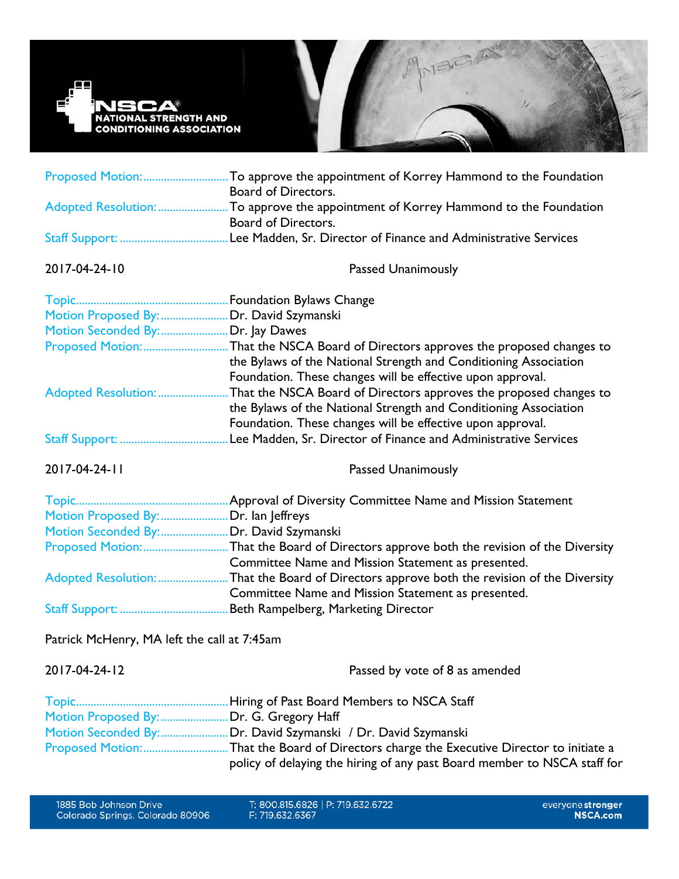Proposed Motion: To approve the appointment of Korrey Hammond to the Foundation Board of Directors.
Adopted Resolution: To approve the appointment of Korrey Hammond to the Foundation Board of Directors.
Staff Support: Lee Madden, Sr. Director of Finance and Administrative Services

2017-04-24-10 Passed Unanimously

Topic: Foundation Bylaws Change
Motion Proposed By: Dr. David Szymanski
Motion Seconded By: Dr. Jay Dawes
Proposed Motion: That the NSCA Board of Directors approves the proposed changes to the Bylaws of the National Strength and Conditioning Association Foundation. These changes will be effective upon approval.
Adopted Resolution: That the NSCA Board of Directors approves the proposed changes to the Bylaws of the National Strength and Conditioning Association Foundation. These changes will be effective upon approval.
Staff Support: Lee Madden, Sr. Director of Finance and Administrative Services

2017-04-24-11 Passed Unanimously

Topic: Approval of Diversity Committee Name and Mission Statement
Motion Proposed By: Dr. Ian Jeffreys
Motion Seconded By: Dr. David Szymanski
Proposed Motion: That the Board of Directors approve both the revision of the Diversity Committee Name and Mission Statement as presented.
Adopted Resolution: That the Board of Directors approve both the revision of the Diversity Committee Name and Mission Statement as presented.
Staff Support: Beth Rampelberg, Marketing Director

Patrick McHenry, MA left the call at 7:45am

2017-04-24-12 Passed by vote of 8 as amended

Topic: Hiring of Past Board Members to NSCA Staff
Motion Proposed By: Dr. G. Gregory Haff
Motion Seconded By: Dr. David Szymanski / Dr. David Szymanski
Proposed Motion: That the Board of Directors charge the Executive Director to initiate a policy of delaying the hiring of any past Board member to NSCA staff for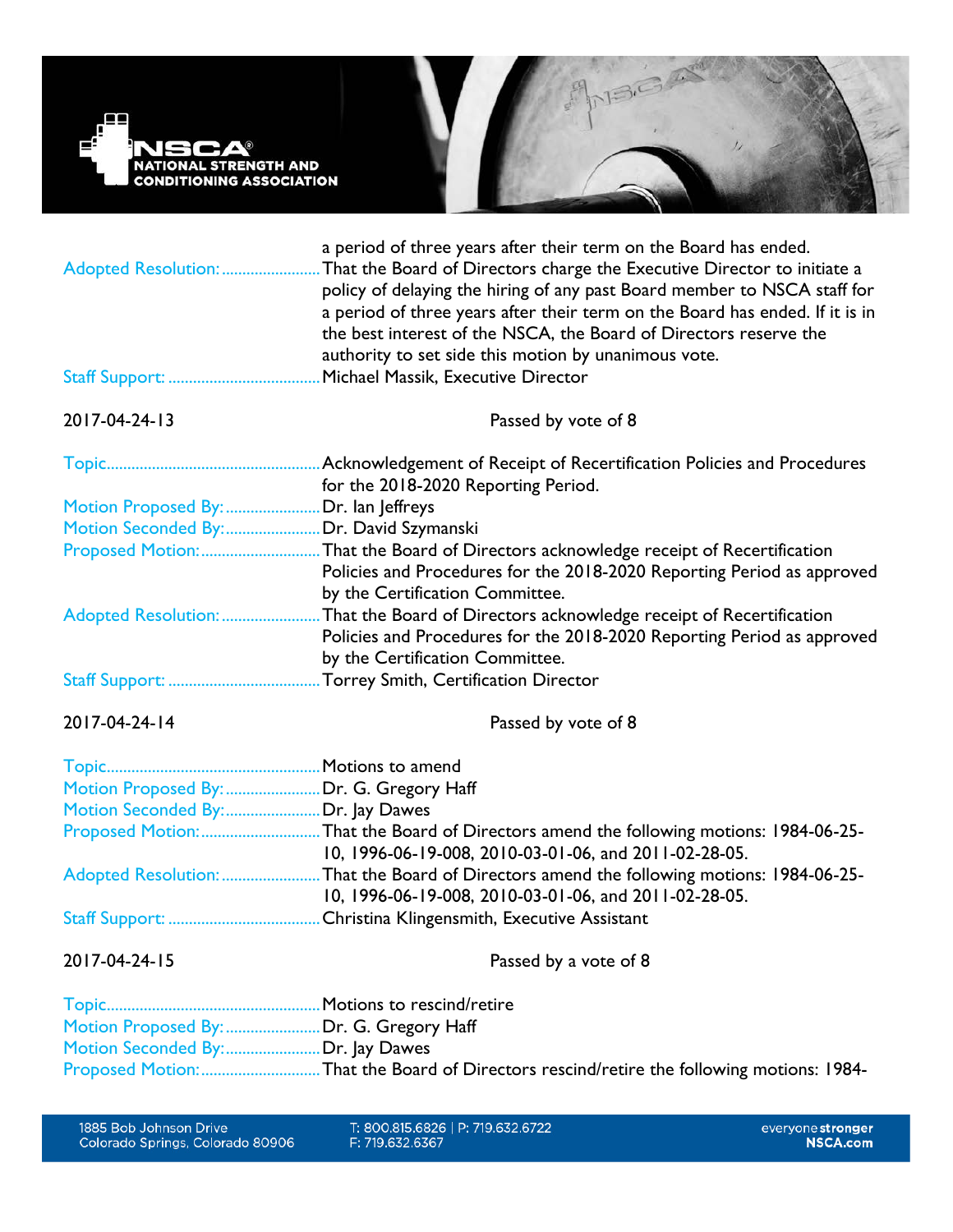a period of three years after their term on the Board has ended.

Adopted Resolution: That the Board of Directors charge the Executive Director to initiate a policy of delaying the hiring of any past Board member to NSCA staff for a period of three years after their term on the Board has ended. If it is in the best interest of the NSCA, the Board of Directors reserve the authority to set side this motion by unanimous vote.

Staff Support: Michael Massik, Executive Director

2017-04-24-13 — Passed by vote of 8

Topic: Acknowledgement of Receipt of Recertification Policies and Procedures for the 2018-2020 Reporting Period.

Motion Proposed By: Dr. Ian Jeffreys

Motion Seconded By: Dr. David Szymanski

Proposed Motion: That the Board of Directors acknowledge receipt of Recertification Policies and Procedures for the 2018-2020 Reporting Period as approved by the Certification Committee.

Adopted Resolution: That the Board of Directors acknowledge receipt of Recertification Policies and Procedures for the 2018-2020 Reporting Period as approved by the Certification Committee.

Staff Support: Torrey Smith, Certification Director

2017-04-24-14 — Passed by vote of 8

Topic: Motions to amend

Motion Proposed By: Dr. G. Gregory Haff

Motion Seconded By: Dr. Jay Dawes

Proposed Motion: That the Board of Directors amend the following motions: 1984-06-25-10, 1996-06-19-008, 2010-03-01-06, and 2011-02-28-05.

Adopted Resolution: That the Board of Directors amend the following motions: 1984-06-25-10, 1996-06-19-008, 2010-03-01-06, and 2011-02-28-05.

Staff Support: Christina Klingensmith, Executive Assistant

2017-04-24-15 — Passed by a vote of 8

Topic: Motions to rescind/retire

Motion Proposed By: Dr. G. Gregory Haff

Motion Seconded By: Dr. Jay Dawes

Proposed Motion: That the Board of Directors rescind/retire the following motions: 1984-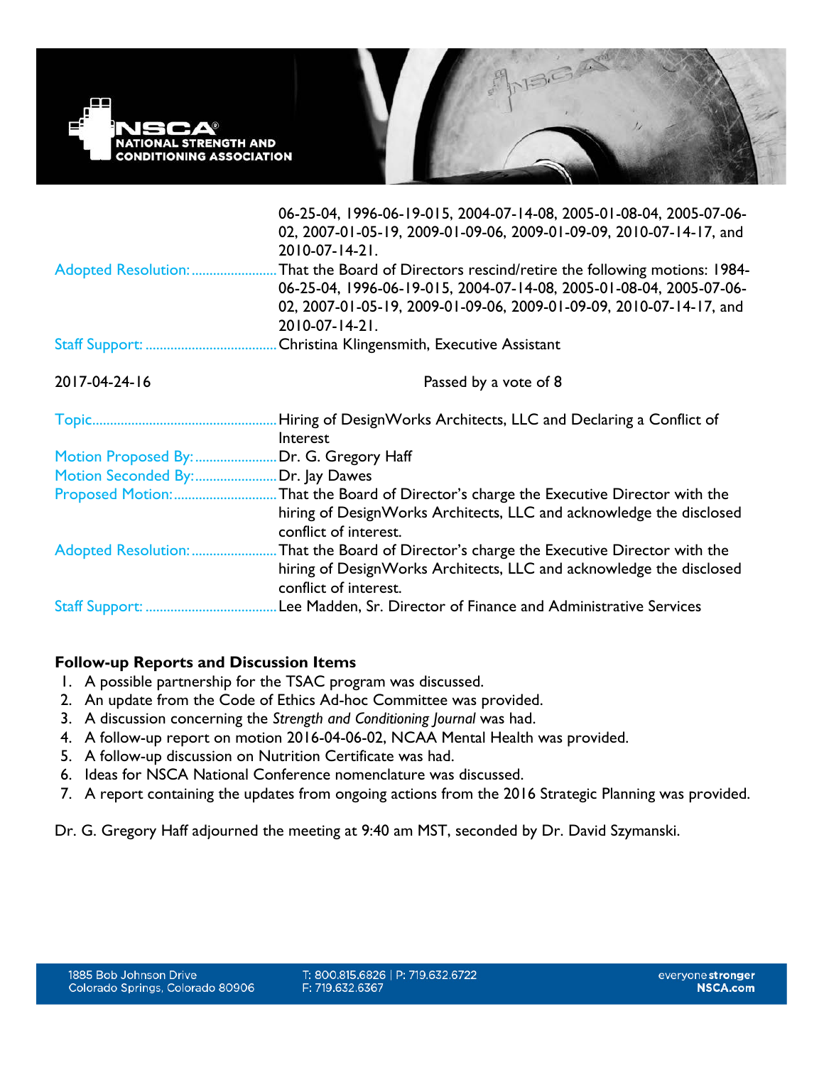06-25-04, 1996-06-19-015, 2004-07-14-08, 2005-01-08-04, 2005-07-06-02, 2007-01-05-19, 2009-01-09-06, 2009-01-09-09, 2010-07-14-17, and 2010-07-14-21.

Adopted Resolution: That the Board of Directors rescind/retire the following motions: 1984-06-25-04, 1996-06-19-015, 2004-07-14-08, 2005-01-08-04, 2005-07-06-02, 2007-01-05-19, 2009-01-09-06, 2009-01-09-09, 2010-07-14-17, and 2010-07-14-21.

Staff Support: Christina Klingensmith, Executive Assistant

2017-04-24-16 — Passed by a vote of 8

Topic: Hiring of DesignWorks Architects, LLC and Declaring a Conflict of Interest

Motion Proposed By: Dr. G. Gregory Haff

Motion Seconded By: Dr. Jay Dawes

Proposed Motion: That the Board of Director's charge the Executive Director with the hiring of DesignWorks Architects, LLC and acknowledge the disclosed conflict of interest.

Adopted Resolution: That the Board of Director's charge the Executive Director with the hiring of DesignWorks Architects, LLC and acknowledge the disclosed conflict of interest.

Staff Support: Lee Madden, Sr. Director of Finance and Administrative Services

**Follow-up Reports and Discussion Items**

1. A possible partnership for the TSAC program was discussed.
2. An update from the Code of Ethics Ad-hoc Committee was provided.
3. A discussion concerning the *Strength and Conditioning Journal* was had.
4. A follow-up report on motion 2016-04-06-02, NCAA Mental Health was provided.
5. A follow-up discussion on Nutrition Certificate was had.
6. Ideas for NSCA National Conference nomenclature was discussed.
7. A report containing the updates from ongoing actions from the 2016 Strategic Planning was provided.

Dr. G. Gregory Haff adjourned the meeting at 9:40 am MST, seconded by Dr. David Szymanski.